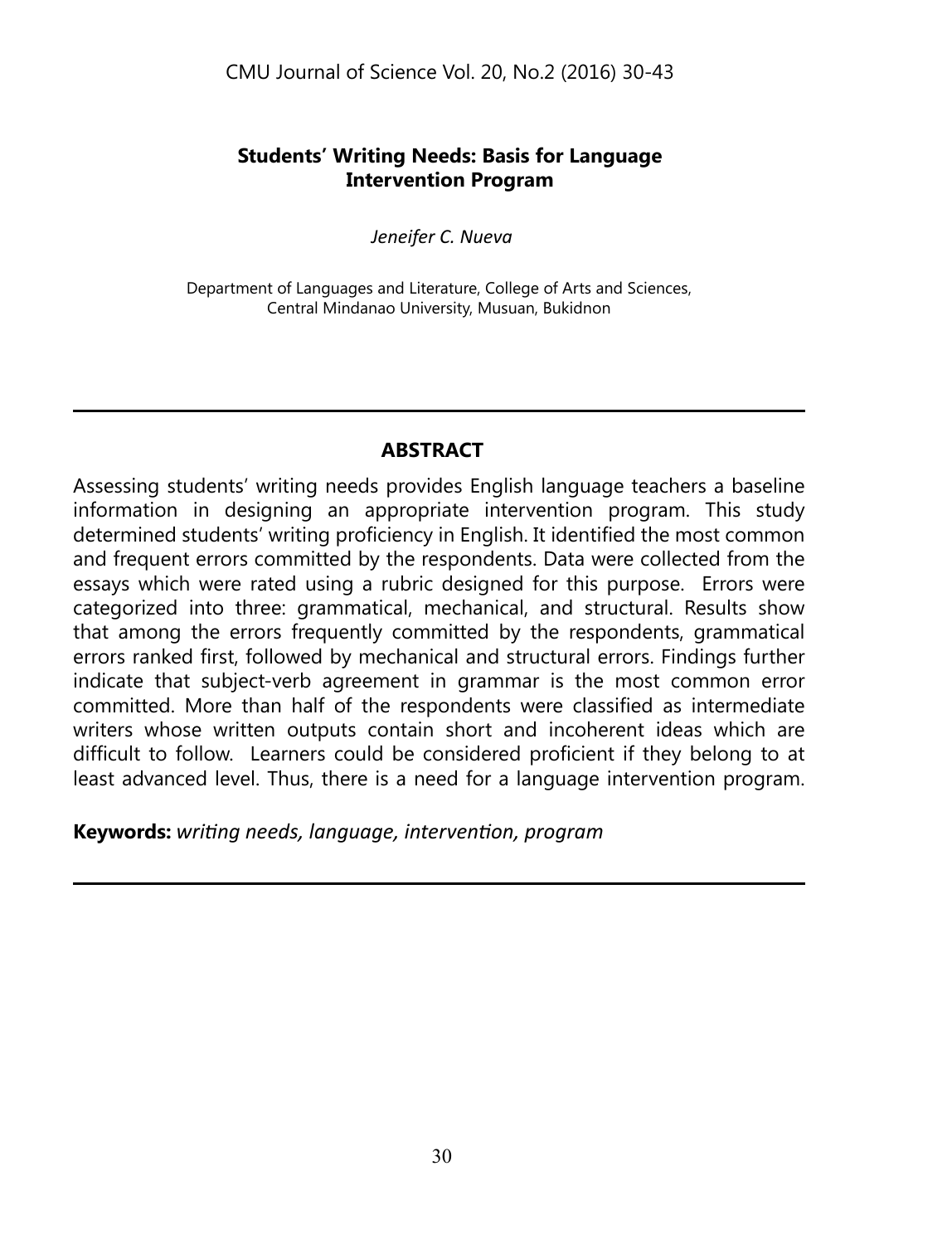# Students' Writing Needs: Basis for Language Intervention Program

*Jeneifer C. Nueva*

Department of Languages and Literature, College of Arts and Sciences,
Central Mindanao University, Musuan, Bukidnon

## ABSTRACT

Assessing students' writing needs provides English language teachers a baseline information in designing an appropriate intervention program. This study determined students' writing proficiency in English. It identified the most common and frequent errors committed by the respondents. Data were collected from the essays which were rated using a rubric designed for this purpose. Errors were categorized into three: grammatical, mechanical, and structural. Results show that among the errors frequently committed by the respondents, grammatical errors ranked first, followed by mechanical and structural errors. Findings further indicate that subject-verb agreement in grammar is the most common error committed. More than half of the respondents were classified as intermediate writers whose written outputs contain short and incoherent ideas which are difficult to follow. Learners could be considered proficient if they belong to at least advanced level. Thus, there is a need for a language intervention program.

**Keywords:** *writing needs, language, intervention, program*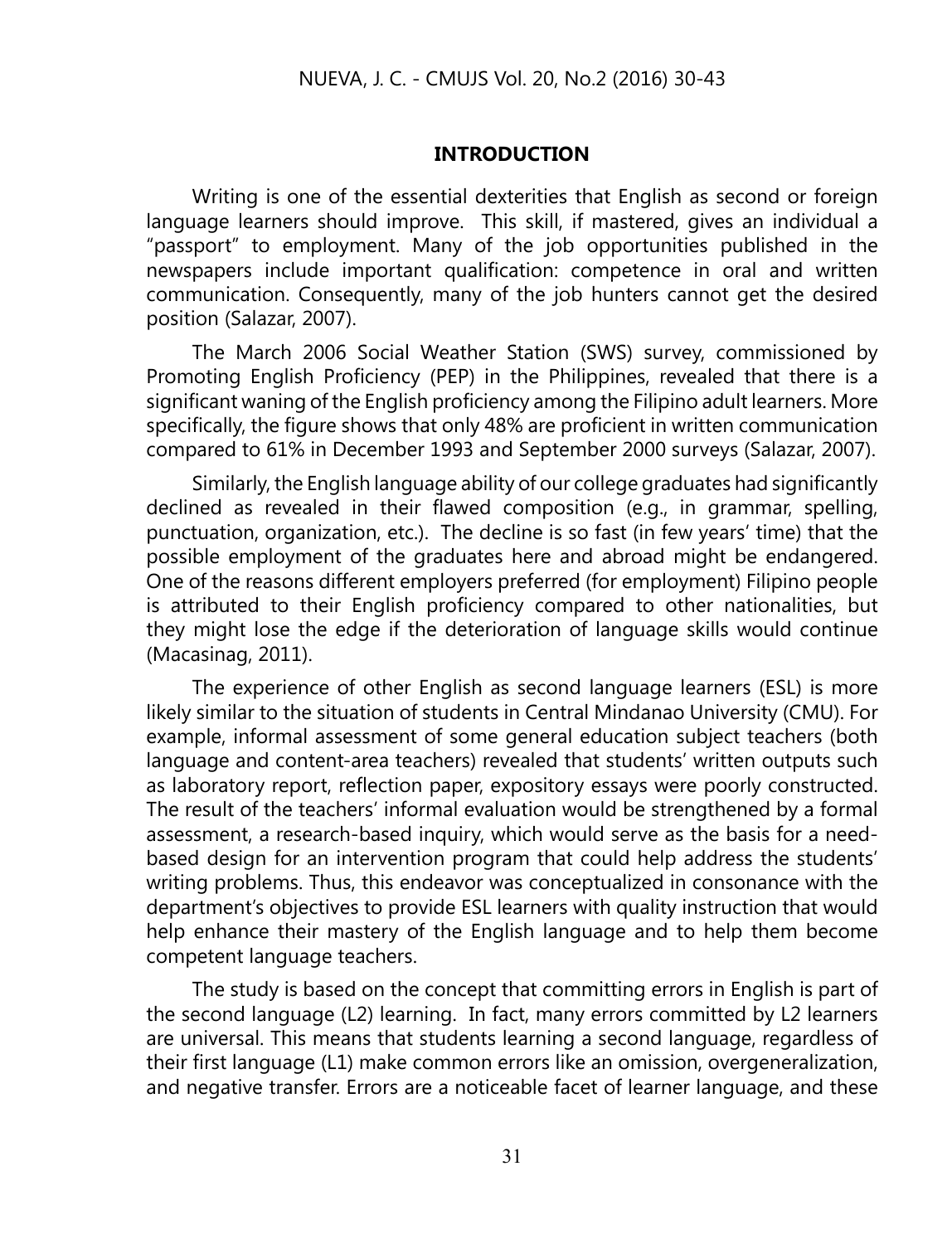## INTRODUCTION

Writing is one of the essential dexterities that English as second or foreign language learners should improve. This skill, if mastered, gives an individual a "passport" to employment. Many of the job opportunities published in the newspapers include important qualification: competence in oral and written communication. Consequently, many of the job hunters cannot get the desired position (Salazar, 2007).

The March 2006 Social Weather Station (SWS) survey, commissioned by Promoting English Proficiency (PEP) in the Philippines, revealed that there is a significant waning of the English proficiency among the Filipino adult learners. More specifically, the figure shows that only 48% are proficient in written communication compared to 61% in December 1993 and September 2000 surveys (Salazar, 2007).

Similarly, the English language ability of our college graduates had significantly declined as revealed in their flawed composition (e.g., in grammar, spelling, punctuation, organization, etc.). The decline is so fast (in few years' time) that the possible employment of the graduates here and abroad might be endangered. One of the reasons different employers preferred (for employment) Filipino people is attributed to their English proficiency compared to other nationalities, but they might lose the edge if the deterioration of language skills would continue (Macasinag, 2011).

The experience of other English as second language learners (ESL) is more likely similar to the situation of students in Central Mindanao University (CMU). For example, informal assessment of some general education subject teachers (both language and content-area teachers) revealed that students' written outputs such as laboratory report, reflection paper, expository essays were poorly constructed. The result of the teachers' informal evaluation would be strengthened by a formal assessment, a research-based inquiry, which would serve as the basis for a need-based design for an intervention program that could help address the students' writing problems. Thus, this endeavor was conceptualized in consonance with the department's objectives to provide ESL learners with quality instruction that would help enhance their mastery of the English language and to help them become competent language teachers.

The study is based on the concept that committing errors in English is part of the second language (L2) learning. In fact, many errors committed by L2 learners are universal. This means that students learning a second language, regardless of their first language (L1) make common errors like an omission, overgeneralization, and negative transfer. Errors are a noticeable facet of learner language, and these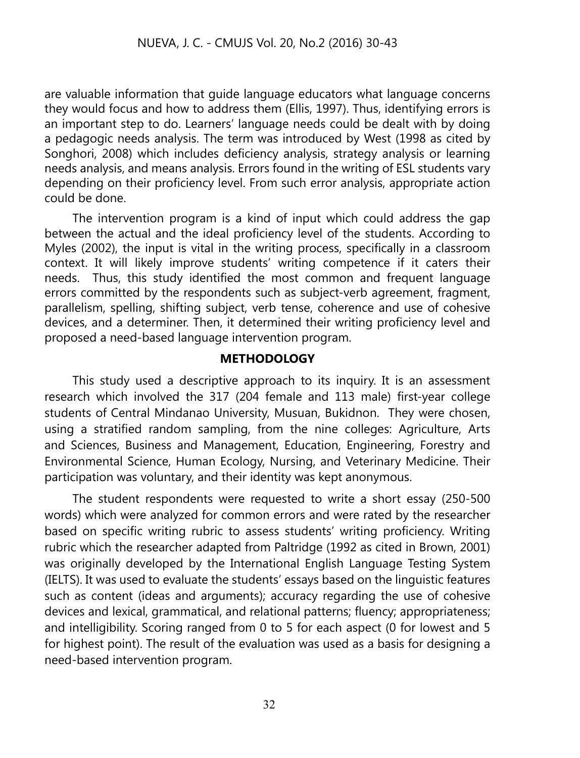are valuable information that guide language educators what language concerns they would focus and how to address them (Ellis, 1997). Thus, identifying errors is an important step to do. Learners' language needs could be dealt with by doing a pedagogic needs analysis. The term was introduced by West (1998 as cited by Songhori, 2008) which includes deficiency analysis, strategy analysis or learning needs analysis, and means analysis. Errors found in the writing of ESL students vary depending on their proficiency level. From such error analysis, appropriate action could be done.

The intervention program is a kind of input which could address the gap between the actual and the ideal proficiency level of the students. According to Myles (2002), the input is vital in the writing process, specifically in a classroom context. It will likely improve students' writing competence if it caters their needs. Thus, this study identified the most common and frequent language errors committed by the respondents such as subject-verb agreement, fragment, parallelism, spelling, shifting subject, verb tense, coherence and use of cohesive devices, and a determiner. Then, it determined their writing proficiency level and proposed a need-based language intervention program.

## METHODOLOGY

This study used a descriptive approach to its inquiry. It is an assessment research which involved the 317 (204 female and 113 male) first-year college students of Central Mindanao University, Musuan, Bukidnon. They were chosen, using a stratified random sampling, from the nine colleges: Agriculture, Arts and Sciences, Business and Management, Education, Engineering, Forestry and Environmental Science, Human Ecology, Nursing, and Veterinary Medicine. Their participation was voluntary, and their identity was kept anonymous.

The student respondents were requested to write a short essay (250-500 words) which were analyzed for common errors and were rated by the researcher based on specific writing rubric to assess students' writing proficiency. Writing rubric which the researcher adapted from Paltridge (1992 as cited in Brown, 2001) was originally developed by the International English Language Testing System (IELTS). It was used to evaluate the students' essays based on the linguistic features such as content (ideas and arguments); accuracy regarding the use of cohesive devices and lexical, grammatical, and relational patterns; fluency; appropriateness; and intelligibility. Scoring ranged from 0 to 5 for each aspect (0 for lowest and 5 for highest point). The result of the evaluation was used as a basis for designing a need-based intervention program.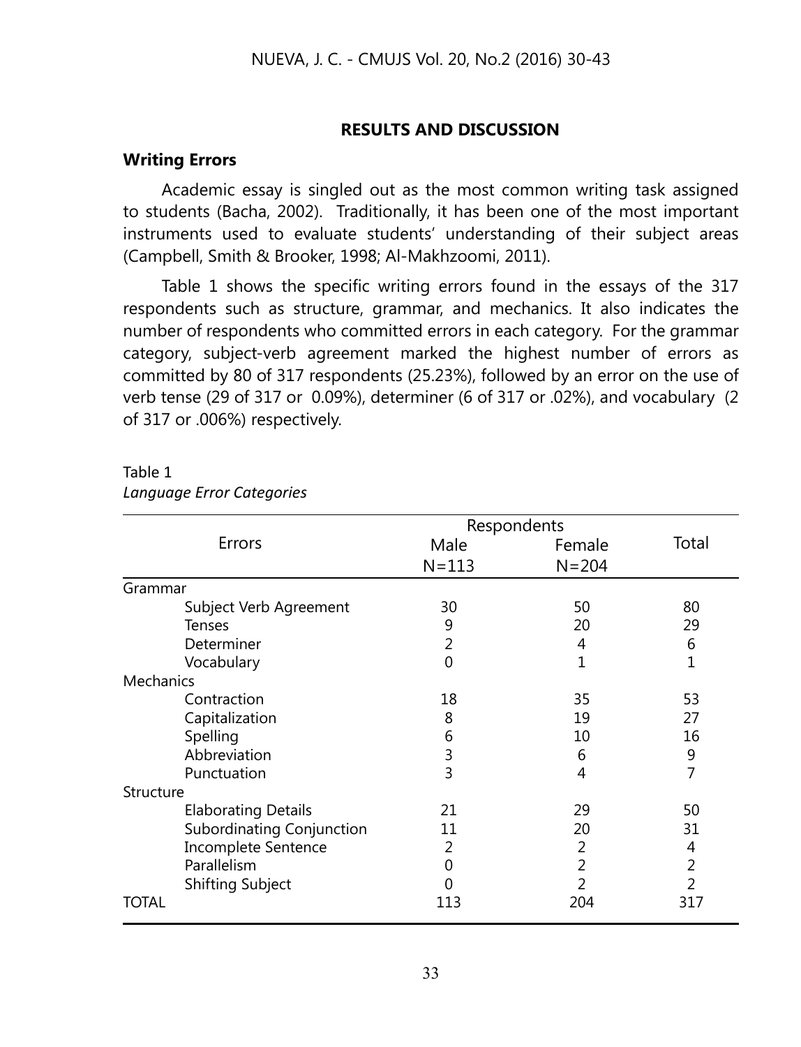## RESULTS AND DISCUSSION

### Writing Errors

Academic essay is singled out as the most common writing task assigned to students (Bacha, 2002). Traditionally, it has been one of the most important instruments used to evaluate students' understanding of their subject areas (Campbell, Smith & Brooker, 1998; Al-Makhzoomi, 2011).

Table 1 shows the specific writing errors found in the essays of the 317 respondents such as structure, grammar, and mechanics. It also indicates the number of respondents who committed errors in each category. For the grammar category, subject-verb agreement marked the highest number of errors as committed by 80 of 317 respondents (25.23%), followed by an error on the use of verb tense (29 of 317 or 0.09%), determiner (6 of 317 or .02%), and vocabulary (2 of 317 or .006%) respectively.

Table 1

*Language Error Categories*

| Errors | Respondents | | Total |
|---|---|---|---|
| | Male N=113 | Female N=204 | |
| Grammar | | | |
| Subject Verb Agreement | 30 | 50 | 80 |
| Tenses | 9 | 20 | 29 |
| Determiner | 2 | 4 | 6 |
| Vocabulary | 0 | 1 | 1 |
| Mechanics | | | |
| Contraction | 18 | 35 | 53 |
| Capitalization | 8 | 19 | 27 |
| Spelling | 6 | 10 | 16 |
| Abbreviation | 3 | 6 | 9 |
| Punctuation | 3 | 4 | 7 |
| Structure | | | |
| Elaborating Details | 21 | 29 | 50 |
| Subordinating Conjunction | 11 | 20 | 31 |
| Incomplete Sentence | 2 | 2 | 4 |
| Parallelism | 0 | 2 | 2 |
| Shifting Subject | 0 | 2 | 2 |
| TOTAL | 113 | 204 | 317 |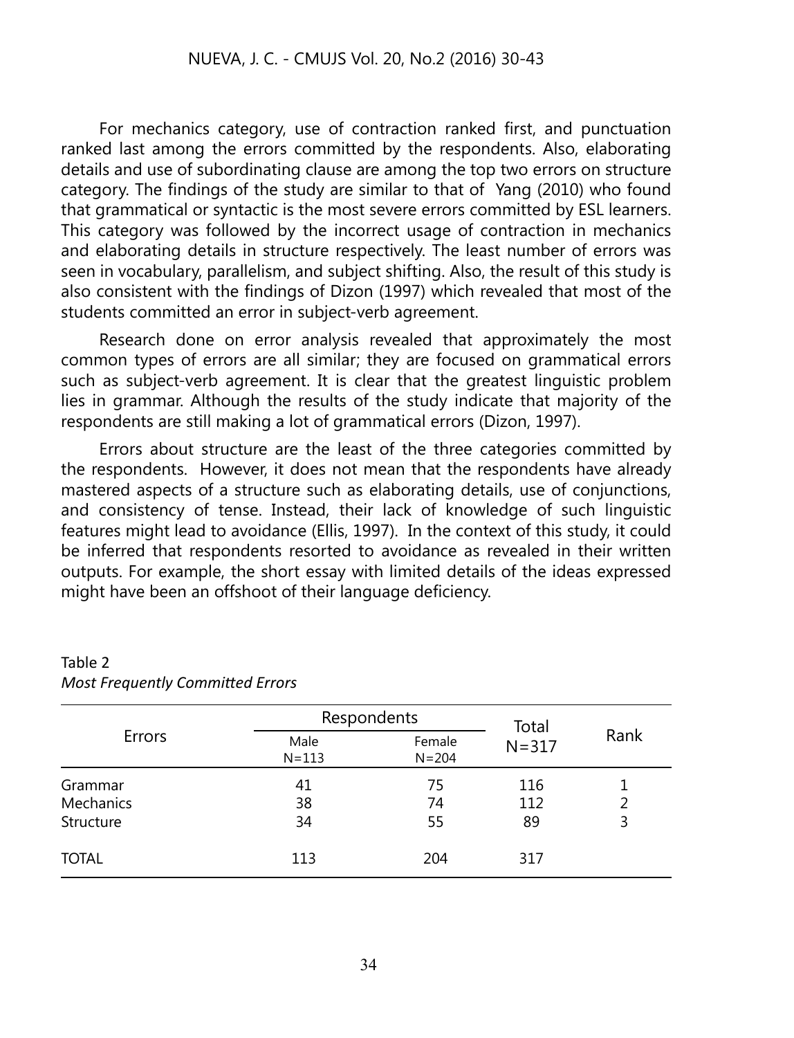For mechanics category, use of contraction ranked first, and punctuation ranked last among the errors committed by the respondents. Also, elaborating details and use of subordinating clause are among the top two errors on structure category. The findings of the study are similar to that of Yang (2010) who found that grammatical or syntactic is the most severe errors committed by ESL learners. This category was followed by the incorrect usage of contraction in mechanics and elaborating details in structure respectively. The least number of errors was seen in vocabulary, parallelism, and subject shifting. Also, the result of this study is also consistent with the findings of Dizon (1997) which revealed that most of the students committed an error in subject-verb agreement.

Research done on error analysis revealed that approximately the most common types of errors are all similar; they are focused on grammatical errors such as subject-verb agreement. It is clear that the greatest linguistic problem lies in grammar. Although the results of the study indicate that majority of the respondents are still making a lot of grammatical errors (Dizon, 1997).

Errors about structure are the least of the three categories committed by the respondents. However, it does not mean that the respondents have already mastered aspects of a structure such as elaborating details, use of conjunctions, and consistency of tense. Instead, their lack of knowledge of such linguistic features might lead to avoidance (Ellis, 1997). In the context of this study, it could be inferred that respondents resorted to avoidance as revealed in their written outputs. For example, the short essay with limited details of the ideas expressed might have been an offshoot of their language deficiency.

Table 2
*Most Frequently Committed Errors*

| Errors | Respondents | | Total N=317 | Rank |
|---|---|---|---|---|
| | Male N=113 | Female N=204 | | |
| Grammar | 41 | 75 | 116 | 1 |
| Mechanics | 38 | 74 | 112 | 2 |
| Structure | 34 | 55 | 89 | 3 |
| TOTAL | 113 | 204 | 317 | |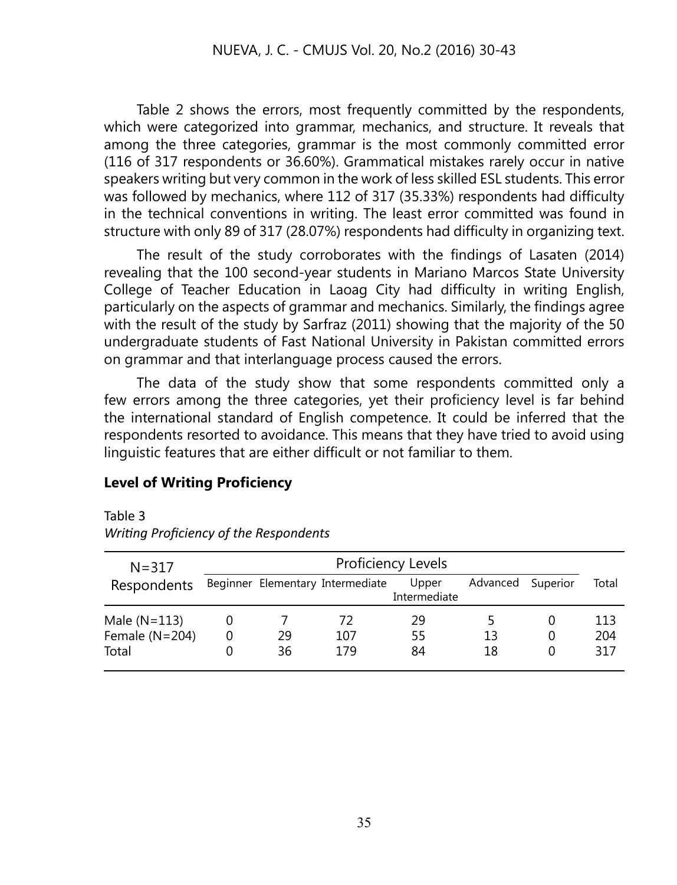Table 2 shows the errors, most frequently committed by the respondents, which were categorized into grammar, mechanics, and structure. It reveals that among the three categories, grammar is the most commonly committed error (116 of 317 respondents or 36.60%). Grammatical mistakes rarely occur in native speakers writing but very common in the work of less skilled ESL students. This error was followed by mechanics, where 112 of 317 (35.33%) respondents had difficulty in the technical conventions in writing. The least error committed was found in structure with only 89 of 317 (28.07%) respondents had difficulty in organizing text.

The result of the study corroborates with the findings of Lasaten (2014) revealing that the 100 second-year students in Mariano Marcos State University College of Teacher Education in Laoag City had difficulty in writing English, particularly on the aspects of grammar and mechanics. Similarly, the findings agree with the result of the study by Sarfraz (2011) showing that the majority of the 50 undergraduate students of Fast National University in Pakistan committed errors on grammar and that interlanguage process caused the errors.

The data of the study show that some respondents committed only a few errors among the three categories, yet their proficiency level is far behind the international standard of English competence. It could be inferred that the respondents resorted to avoidance. This means that they have tried to avoid using linguistic features that are either difficult or not familiar to them.

## Level of Writing Proficiency

Table 3
*Writing Proficiency of the Respondents*

| N=317 Respondents | Proficiency Levels | | | | | | Total |
|---|---|---|---|---|---|---|---|
| | Beginner | Elementary | Intermediate | Upper Intermediate | Advanced | Superior | |
| Male (N=113) | 0 | 7 | 72 | 29 | 5 | 0 | 113 |
| Female (N=204) | 0 | 29 | 107 | 55 | 13 | 0 | 204 |
| Total | 0 | 36 | 179 | 84 | 18 | 0 | 317 |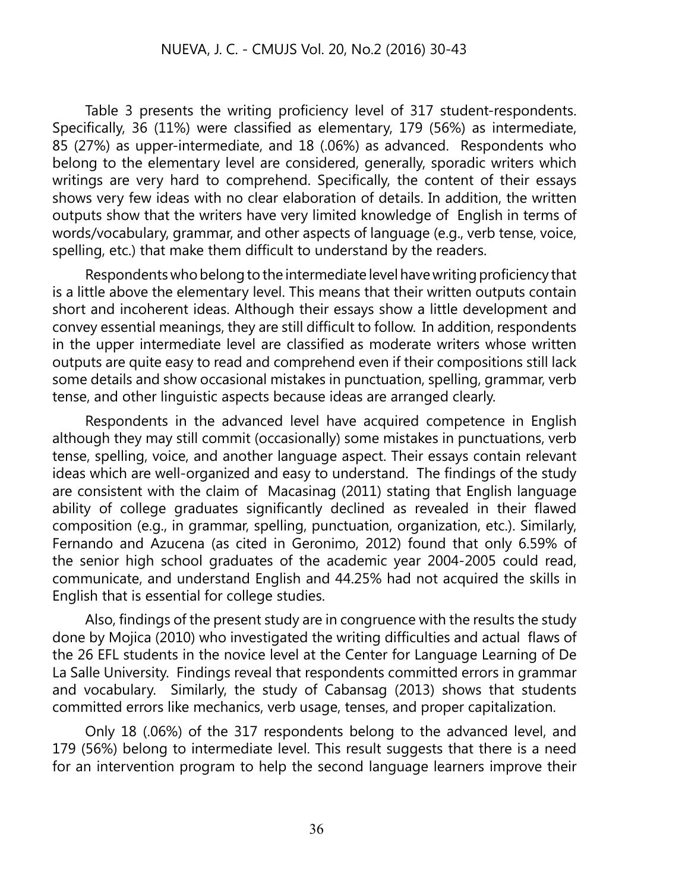Table 3 presents the writing proficiency level of 317 student-respondents. Specifically, 36 (11%) were classified as elementary, 179 (56%) as intermediate, 85 (27%) as upper-intermediate, and 18 (.06%) as advanced. Respondents who belong to the elementary level are considered, generally, sporadic writers which writings are very hard to comprehend. Specifically, the content of their essays shows very few ideas with no clear elaboration of details. In addition, the written outputs show that the writers have very limited knowledge of English in terms of words/vocabulary, grammar, and other aspects of language (e.g., verb tense, voice, spelling, etc.) that make them difficult to understand by the readers.

Respondents who belong to the intermediate level have writing proficiency that is a little above the elementary level. This means that their written outputs contain short and incoherent ideas. Although their essays show a little development and convey essential meanings, they are still difficult to follow. In addition, respondents in the upper intermediate level are classified as moderate writers whose written outputs are quite easy to read and comprehend even if their compositions still lack some details and show occasional mistakes in punctuation, spelling, grammar, verb tense, and other linguistic aspects because ideas are arranged clearly.

Respondents in the advanced level have acquired competence in English although they may still commit (occasionally) some mistakes in punctuations, verb tense, spelling, voice, and another language aspect. Their essays contain relevant ideas which are well-organized and easy to understand. The findings of the study are consistent with the claim of Macasinag (2011) stating that English language ability of college graduates significantly declined as revealed in their flawed composition (e.g., in grammar, spelling, punctuation, organization, etc.). Similarly, Fernando and Azucena (as cited in Geronimo, 2012) found that only 6.59% of the senior high school graduates of the academic year 2004-2005 could read, communicate, and understand English and 44.25% had not acquired the skills in English that is essential for college studies.

Also, findings of the present study are in congruence with the results the study done by Mojica (2010) who investigated the writing difficulties and actual flaws of the 26 EFL students in the novice level at the Center for Language Learning of De La Salle University. Findings reveal that respondents committed errors in grammar and vocabulary. Similarly, the study of Cabansag (2013) shows that students committed errors like mechanics, verb usage, tenses, and proper capitalization.

Only 18 (.06%) of the 317 respondents belong to the advanced level, and 179 (56%) belong to intermediate level. This result suggests that there is a need for an intervention program to help the second language learners improve their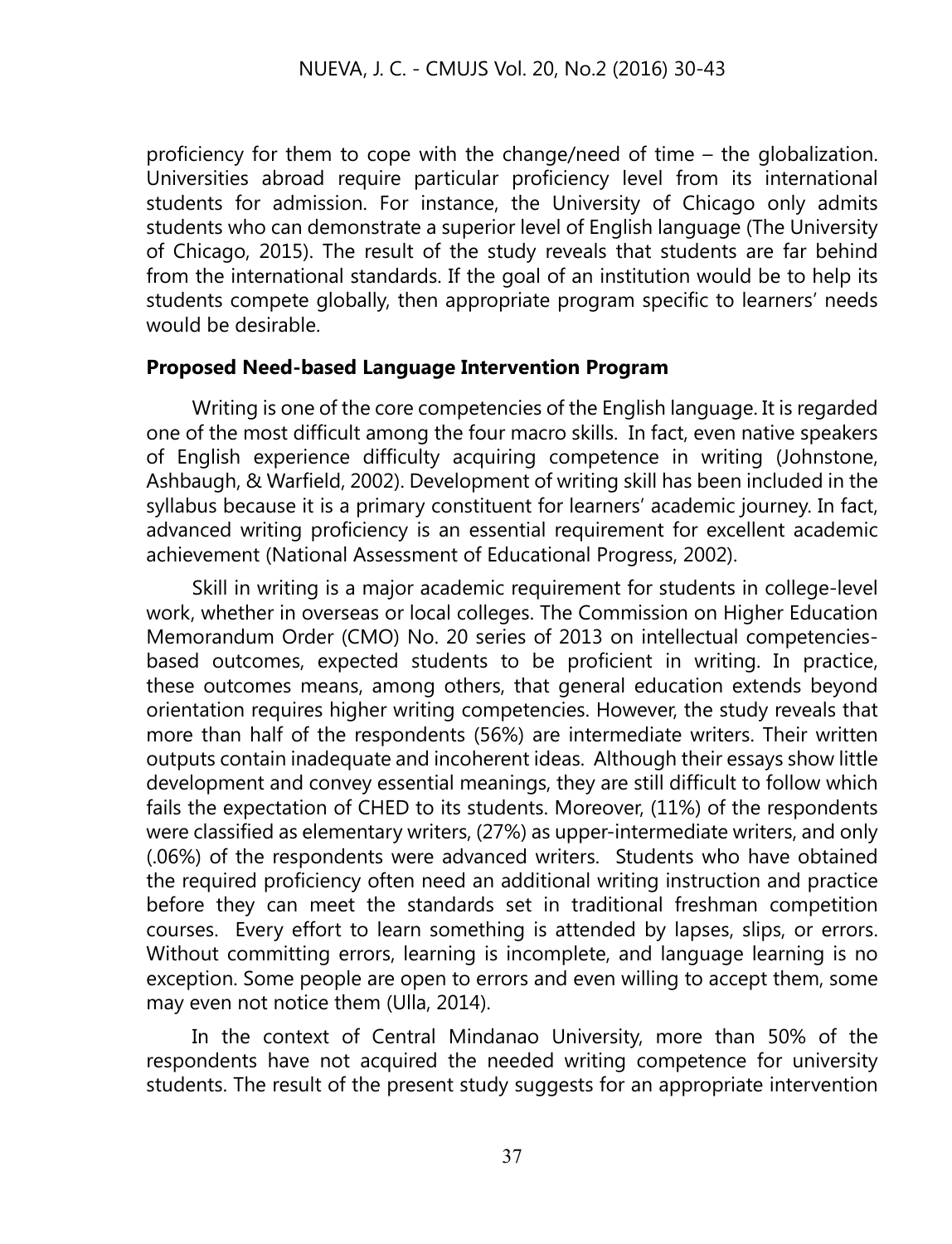proficiency for them to cope with the change/need of time – the globalization. Universities abroad require particular proficiency level from its international students for admission. For instance, the University of Chicago only admits students who can demonstrate a superior level of English language (The University of Chicago, 2015). The result of the study reveals that students are far behind from the international standards. If the goal of an institution would be to help its students compete globally, then appropriate program specific to learners' needs would be desirable.

**Proposed Need-based Language Intervention Program**

Writing is one of the core competencies of the English language. It is regarded one of the most difficult among the four macro skills. In fact, even native speakers of English experience difficulty acquiring competence in writing (Johnstone, Ashbaugh, & Warfield, 2002). Development of writing skill has been included in the syllabus because it is a primary constituent for learners' academic journey. In fact, advanced writing proficiency is an essential requirement for excellent academic achievement (National Assessment of Educational Progress, 2002).

Skill in writing is a major academic requirement for students in college-level work, whether in overseas or local colleges. The Commission on Higher Education Memorandum Order (CMO) No. 20 series of 2013 on intellectual competencies-based outcomes, expected students to be proficient in writing. In practice, these outcomes means, among others, that general education extends beyond orientation requires higher writing competencies. However, the study reveals that more than half of the respondents (56%) are intermediate writers. Their written outputs contain inadequate and incoherent ideas. Although their essays show little development and convey essential meanings, they are still difficult to follow which fails the expectation of CHED to its students. Moreover, (11%) of the respondents were classified as elementary writers, (27%) as upper-intermediate writers, and only (.06%) of the respondents were advanced writers. Students who have obtained the required proficiency often need an additional writing instruction and practice before they can meet the standards set in traditional freshman competition courses. Every effort to learn something is attended by lapses, slips, or errors. Without committing errors, learning is incomplete, and language learning is no exception. Some people are open to errors and even willing to accept them, some may even not notice them (Ulla, 2014).

In the context of Central Mindanao University, more than 50% of the respondents have not acquired the needed writing competence for university students. The result of the present study suggests for an appropriate intervention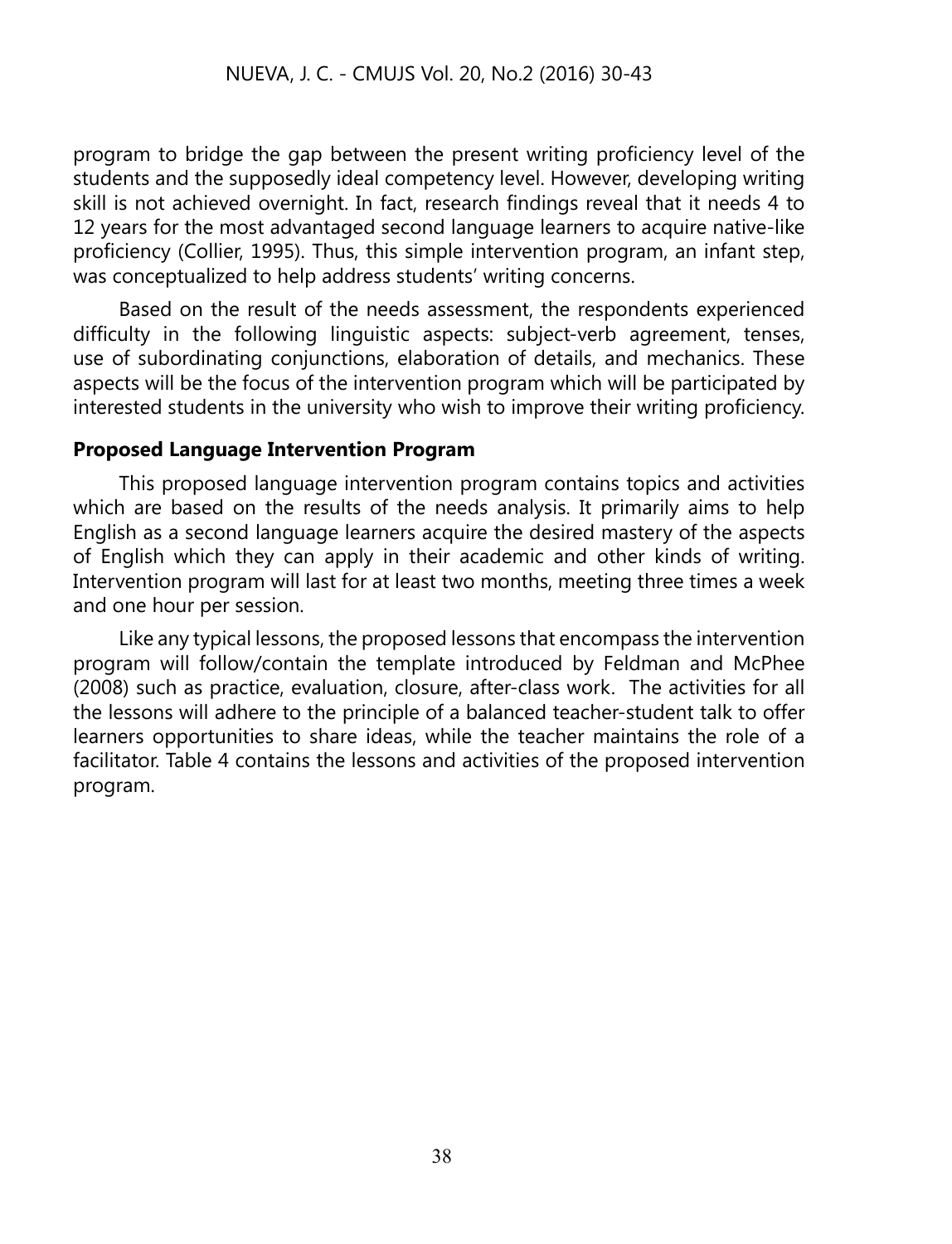program to bridge the gap between the present writing proficiency level of the students and the supposedly ideal competency level. However, developing writing skill is not achieved overnight. In fact, research findings reveal that it needs 4 to 12 years for the most advantaged second language learners to acquire native-like proficiency (Collier, 1995). Thus, this simple intervention program, an infant step, was conceptualized to help address students' writing concerns.

Based on the result of the needs assessment, the respondents experienced difficulty in the following linguistic aspects: subject-verb agreement, tenses, use of subordinating conjunctions, elaboration of details, and mechanics. These aspects will be the focus of the intervention program which will be participated by interested students in the university who wish to improve their writing proficiency.

**Proposed Language Intervention Program**

This proposed language intervention program contains topics and activities which are based on the results of the needs analysis. It primarily aims to help English as a second language learners acquire the desired mastery of the aspects of English which they can apply in their academic and other kinds of writing. Intervention program will last for at least two months, meeting three times a week and one hour per session.

Like any typical lessons, the proposed lessons that encompass the intervention program will follow/contain the template introduced by Feldman and McPhee (2008) such as practice, evaluation, closure, after-class work. The activities for all the lessons will adhere to the principle of a balanced teacher-student talk to offer learners opportunities to share ideas, while the teacher maintains the role of a facilitator. Table 4 contains the lessons and activities of the proposed intervention program.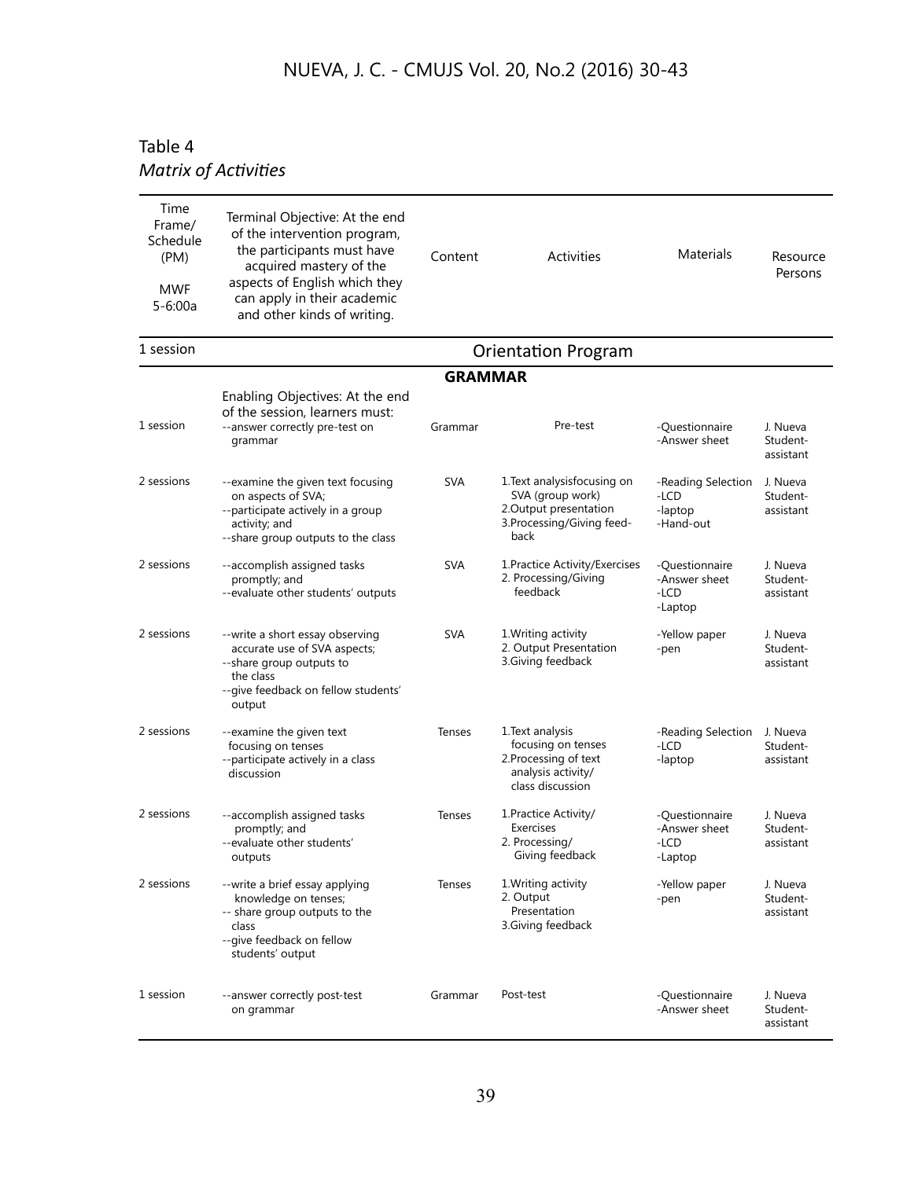Table 4
*Matrix of Activities*

| Time Frame/ Schedule (PM) MWF 5-6:00a | Terminal Objective: At the end of the intervention program, the participants must have acquired mastery of the aspects of English which they can apply in their academic and other kinds of writing. | Content | Activities | Materials | Resource Persons |
|---|---|---|---|---|---|
| 1 session | Orientation Program | | | | |
| | **GRAMMAR** | | | | |
| 1 session | Enabling Objectives: At the end of the session, learners must:<br>--answer correctly pre-test on grammar | Grammar | Pre-test | -Questionnaire<br>-Answer sheet | J. Nueva<br>Student-assistant |
| 2 sessions | --examine the given text focusing on aspects of SVA;<br>--participate actively in a group activity; and<br>--share group outputs to the class | SVA | 1.Text analysisfocusing on SVA (group work)<br>2.Output presentation<br>3.Processing/Giving feed-back | -Reading Selection<br>-LCD<br>-laptop<br>-Hand-out | J. Nueva<br>Student-assistant |
| 2 sessions | --accomplish assigned tasks promptly; and<br>--evaluate other students' outputs | SVA | 1.Practice Activity/Exercises<br>2. Processing/Giving feedback | -Questionnaire<br>-Answer sheet<br>-LCD<br>-Laptop | J. Nueva<br>Student-assistant |
| 2 sessions | --write a short essay observing accurate use of SVA aspects;<br>--share group outputs to the class<br>--give feedback on fellow students' output | SVA | 1.Writing activity<br>2. Output Presentation<br>3.Giving feedback | -Yellow paper<br>-pen | J. Nueva<br>Student-assistant |
| 2 sessions | --examine the given text focusing on tenses<br>--participate actively in a class discussion | Tenses | 1.Text analysis focusing on tenses<br>2.Processing of text analysis activity/ class discussion | -Reading Selection<br>-LCD<br>-laptop | J. Nueva<br>Student-assistant |
| 2 sessions | --accomplish assigned tasks promptly; and<br>--evaluate other students' outputs | Tenses | 1.Practice Activity/ Exercises<br>2. Processing/ Giving feedback | -Questionnaire<br>-Answer sheet<br>-LCD<br>-Laptop | J. Nueva<br>Student-assistant |
| 2 sessions | --write a brief essay applying knowledge on tenses;<br>-- share group outputs to the class<br>--give feedback on fellow students' output | Tenses | 1.Writing activity<br>2. Output Presentation<br>3.Giving feedback | -Yellow paper<br>-pen | J. Nueva<br>Student-assistant |
| 1 session | --answer correctly post-test on grammar | Grammar | Post-test | -Questionnaire<br>-Answer sheet | J. Nueva<br>Student-assistant |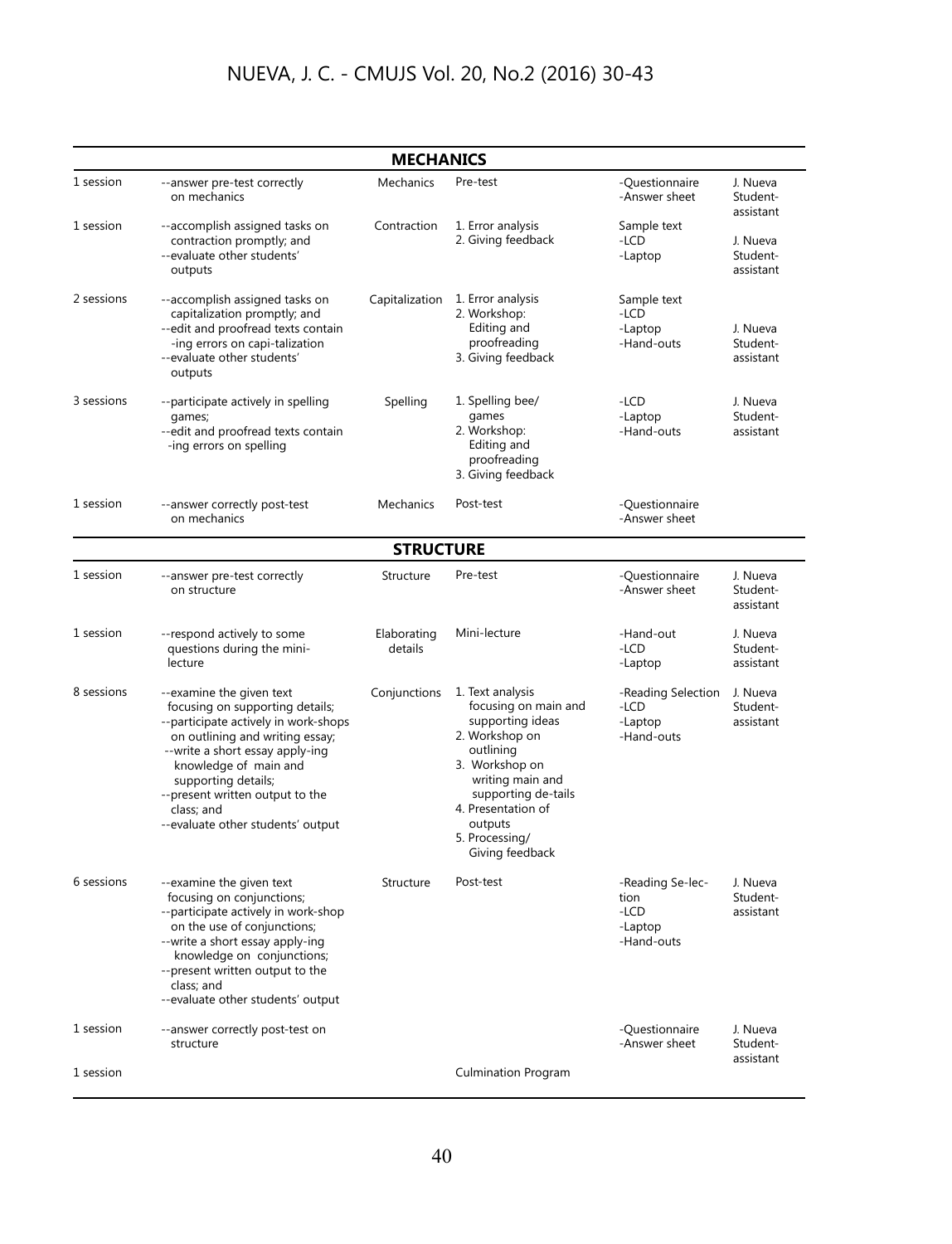| | | **MECHANICS** | | | |
|---|---|---|---|---|---|
| 1 session | --answer pre-test correctly on mechanics | Mechanics | Pre-test | -Questionnaire<br>-Answer sheet | J. Nueva<br>Student-assistant |
| 1 session | --accomplish assigned tasks on contraction promptly; and<br>--evaluate other students' outputs | Contraction | 1. Error analysis<br>2. Giving feedback | Sample text<br>-LCD<br>-Laptop | J. Nueva<br>Student-assistant |
| 2 sessions | --accomplish assigned tasks on capitalization promptly; and<br>--edit and proofread texts contain -ing errors on capi-talization<br>--evaluate other students' outputs | Capitalization | 1. Error analysis<br>2. Workshop: Editing and proofreading<br>3. Giving feedback | Sample text<br>-LCD<br>-Laptop<br>-Hand-outs | J. Nueva<br>Student-assistant |
| 3 sessions | --participate actively in spelling games;<br>--edit and proofread texts contain -ing errors on spelling | Spelling | 1. Spelling bee/ games<br>2. Workshop: Editing and proofreading<br>3. Giving feedback | -LCD<br>-Laptop<br>-Hand-outs | J. Nueva<br>Student-assistant |
| 1 session | --answer correctly post-test on mechanics | Mechanics | Post-test | -Questionnaire<br>-Answer sheet | |
| | | **STRUCTURE** | | | |
| 1 session | --answer pre-test correctly on structure | Structure | Pre-test | -Questionnaire<br>-Answer sheet | J. Nueva<br>Student-assistant |
| 1 session | --respond actively to some questions during the mini-lecture | Elaborating details | Mini-lecture | -Hand-out<br>-LCD<br>-Laptop | J. Nueva<br>Student-assistant |
| 8 sessions | --examine the given text focusing on supporting details;<br>--participate actively in work-shops on outlining and writing essay;<br>--write a short essay apply-ing knowledge of main and supporting details;<br>--present written output to the class; and<br>--evaluate other students' output | Conjunctions | 1. Text analysis focusing on main and supporting ideas<br>2. Workshop on outlining<br>3. Workshop on writing main and supporting de-tails<br>4. Presentation of outputs<br>5. Processing/ Giving feedback | -Reading Selection<br>-LCD<br>-Laptop<br>-Hand-outs | J. Nueva<br>Student-assistant |
| 6 sessions | --examine the given text focusing on conjunctions;<br>--participate actively in work-shop on the use of conjunctions;<br>--write a short essay apply-ing knowledge on conjunctions;<br>--present written output to the class; and<br>--evaluate other students' output | Structure | Post-test | -Reading Se-lec-tion<br>-LCD<br>-Laptop<br>-Hand-outs | J. Nueva<br>Student-assistant |
| 1 session | --answer correctly post-test on structure | | | -Questionnaire<br>-Answer sheet | J. Nueva<br>Student-assistant |
| 1 session | | | Culmination Program | | |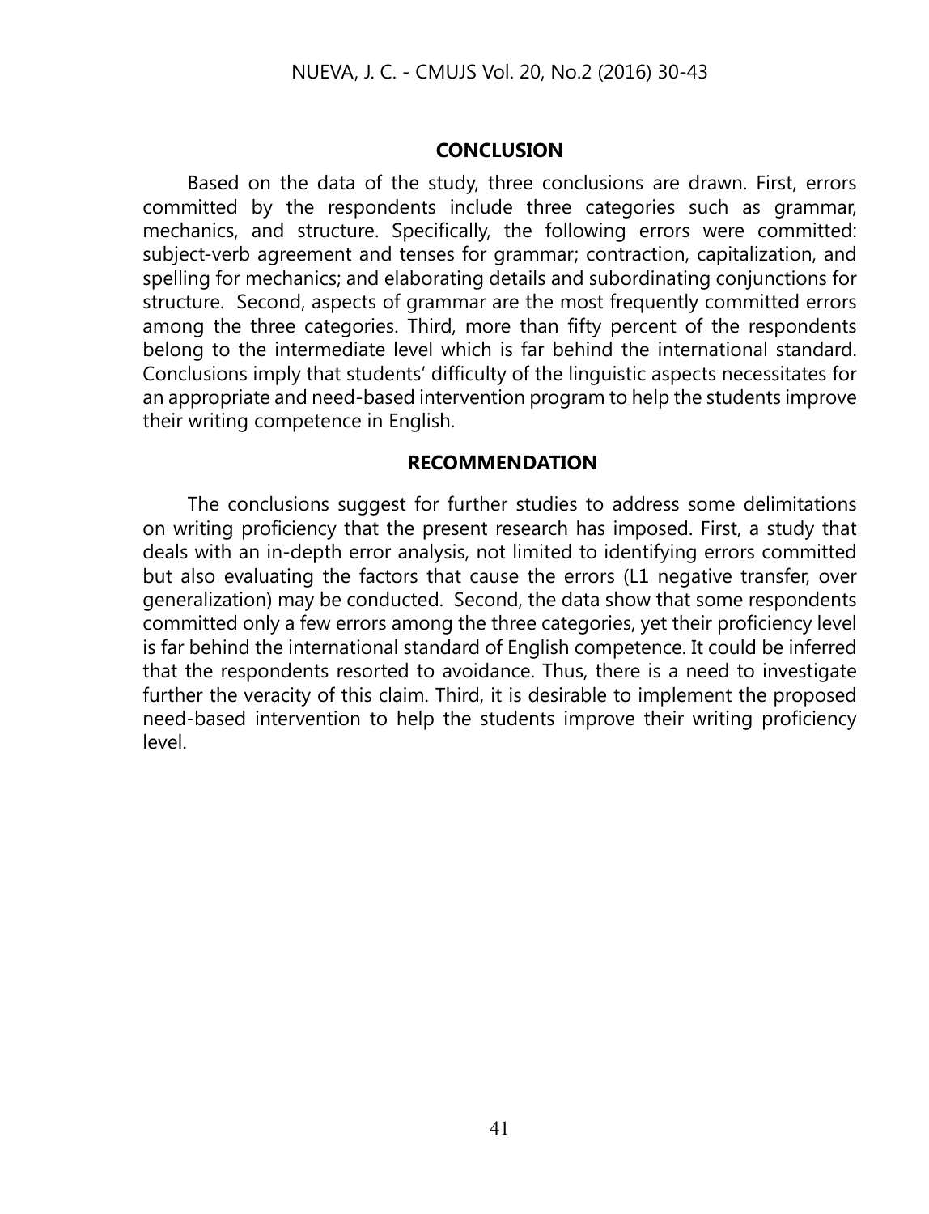## CONCLUSION

Based on the data of the study, three conclusions are drawn. First, errors committed by the respondents include three categories such as grammar, mechanics, and structure. Specifically, the following errors were committed: subject-verb agreement and tenses for grammar; contraction, capitalization, and spelling for mechanics; and elaborating details and subordinating conjunctions for structure. Second, aspects of grammar are the most frequently committed errors among the three categories. Third, more than fifty percent of the respondents belong to the intermediate level which is far behind the international standard. Conclusions imply that students' difficulty of the linguistic aspects necessitates for an appropriate and need-based intervention program to help the students improve their writing competence in English.

## RECOMMENDATION

The conclusions suggest for further studies to address some delimitations on writing proficiency that the present research has imposed. First, a study that deals with an in-depth error analysis, not limited to identifying errors committed but also evaluating the factors that cause the errors (L1 negative transfer, over generalization) may be conducted. Second, the data show that some respondents committed only a few errors among the three categories, yet their proficiency level is far behind the international standard of English competence. It could be inferred that the respondents resorted to avoidance. Thus, there is a need to investigate further the veracity of this claim. Third, it is desirable to implement the proposed need-based intervention to help the students improve their writing proficiency level.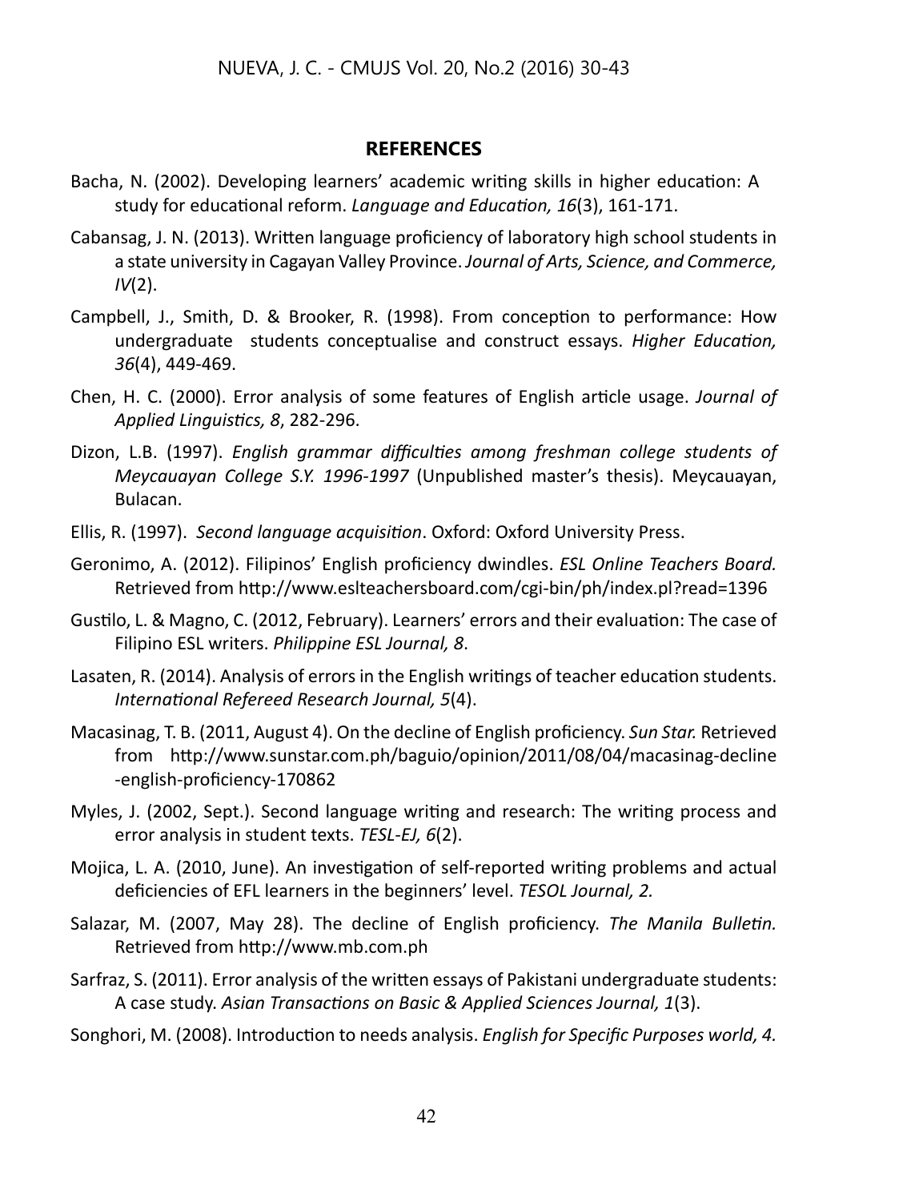## REFERENCES

Bacha, N. (2002). Developing learners' academic writing skills in higher education: A study for educational reform. *Language and Education, 16*(3), 161-171.

Cabansag, J. N. (2013). Written language proficiency of laboratory high school students in a state university in Cagayan Valley Province. *Journal of Arts, Science, and Commerce, IV*(2).

Campbell, J., Smith, D. & Brooker, R. (1998). From conception to performance: How undergraduate students conceptualise and construct essays. *Higher Education, 36*(4), 449-469.

Chen, H. C. (2000). Error analysis of some features of English article usage. *Journal of Applied Linguistics, 8*, 282-296.

Dizon, L.B. (1997). *English grammar difficulties among freshman college students of Meycauayan College S.Y. 1996-1997* (Unpublished master's thesis). Meycauayan, Bulacan.

Ellis, R. (1997). *Second language acquisition*. Oxford: Oxford University Press.

Geronimo, A. (2012). Filipinos' English proficiency dwindles. *ESL Online Teachers Board.* Retrieved from http://www.eslteachersboard.com/cgi-bin/ph/index.pl?read=1396

Gustilo, L. & Magno, C. (2012, February). Learners' errors and their evaluation: The case of Filipino ESL writers. *Philippine ESL Journal, 8*.

Lasaten, R. (2014). Analysis of errors in the English writings of teacher education students. *International Refereed Research Journal, 5*(4).

Macasinag, T. B. (2011, August 4). On the decline of English proficiency. *Sun Star.* Retrieved from http://www.sunstar.com.ph/baguio/opinion/2011/08/04/macasinag-decline-english-proficiency-170862

Myles, J. (2002, Sept.). Second language writing and research: The writing process and error analysis in student texts. *TESL-EJ, 6*(2).

Mojica, L. A. (2010, June). An investigation of self-reported writing problems and actual deficiencies of EFL learners in the beginners' level. *TESOL Journal, 2.*

Salazar, M. (2007, May 28). The decline of English proficiency. *The Manila Bulletin.* Retrieved from http://www.mb.com.ph

Sarfraz, S. (2011). Error analysis of the written essays of Pakistani undergraduate students: A case study. *Asian Transactions on Basic & Applied Sciences Journal, 1*(3).

Songhori, M. (2008). Introduction to needs analysis. *English for Specific Purposes world, 4.*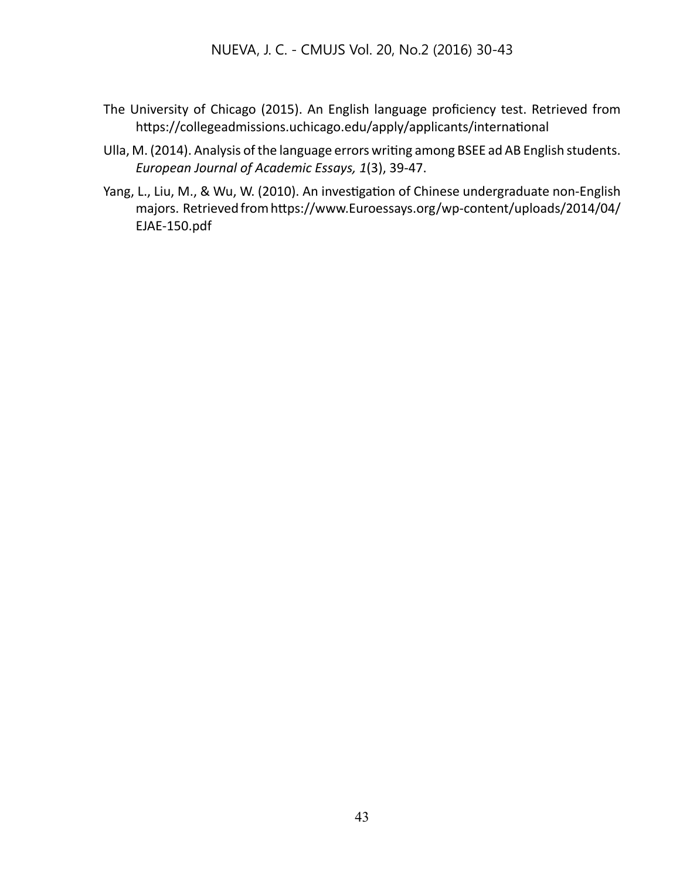The University of Chicago (2015). An English language proficiency test. Retrieved from https://collegeadmissions.uchicago.edu/apply/applicants/international

Ulla, M. (2014). Analysis of the language errors writing among BSEE ad AB English students. *European Journal of Academic Essays, 1*(3), 39-47.

Yang, L., Liu, M., & Wu, W. (2010). An investigation of Chinese undergraduate non-English majors. Retrieved from https://www.Euroessays.org/wp-content/uploads/2014/04/EJAE-150.pdf